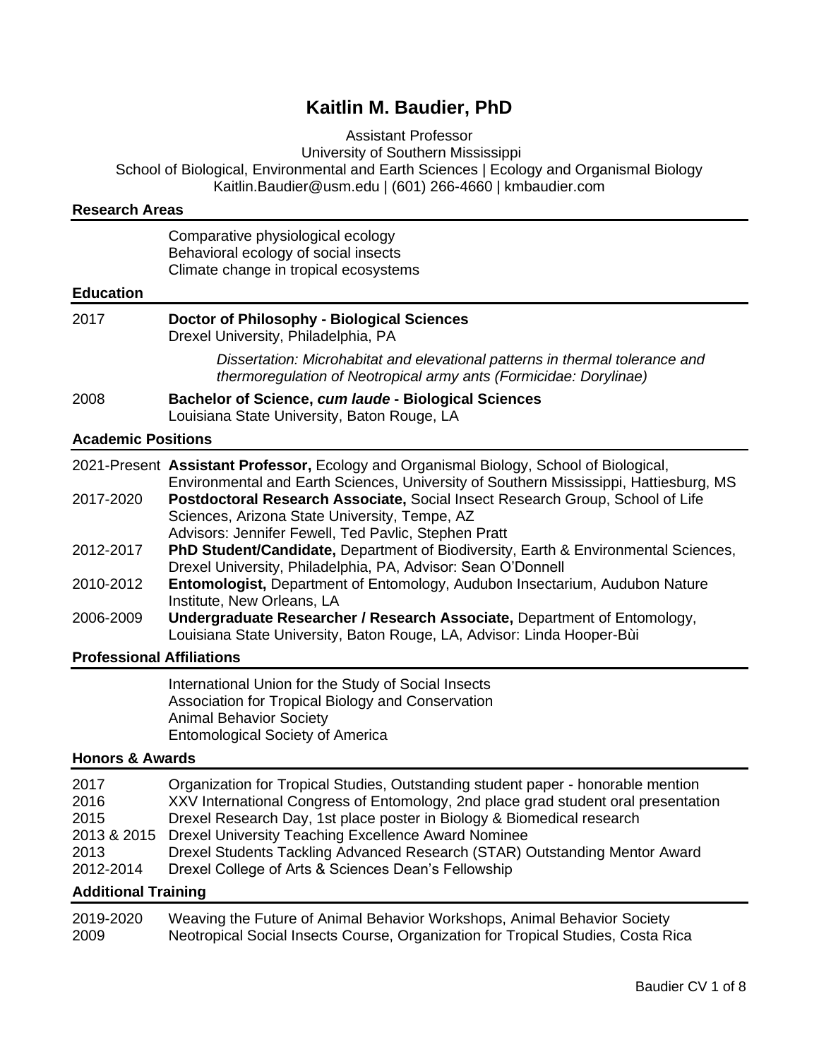# Kaitlin M. Baudier, PhD

Assistant Professor
University of Southern Mississippi
School of Biological, Environmental and Earth Sciences | Ecology and Organismal Biology
Kaitlin.Baudier@usm.edu | (601) 266-4660 | kmbaudier.com

## Research Areas

Comparative physiological ecology
Behavioral ecology of social insects
Climate change in tropical ecosystems

## Education

2017 **Doctor of Philosophy - Biological Sciences**
Drexel University, Philadelphia, PA

*Dissertation: Microhabitat and elevational patterns in thermal tolerance and thermoregulation of Neotropical army ants (Formicidae: Dorylinae)*

2008 **Bachelor of Science, *cum laude* - Biological Sciences**
Louisiana State University, Baton Rouge, LA

## Academic Positions

2021-Present **Assistant Professor,** Ecology and Organismal Biology, School of Biological, Environmental and Earth Sciences, University of Southern Mississippi, Hattiesburg, MS

2017-2020 **Postdoctoral Research Associate,** Social Insect Research Group, School of Life Sciences, Arizona State University, Tempe, AZ
Advisors: Jennifer Fewell, Ted Pavlic, Stephen Pratt

2012-2017 **PhD Student/Candidate,** Department of Biodiversity, Earth & Environmental Sciences, Drexel University, Philadelphia, PA, Advisor: Sean O'Donnell

2010-2012 **Entomologist,** Department of Entomology, Audubon Insectarium, Audubon Nature Institute, New Orleans, LA

2006-2009 **Undergraduate Researcher / Research Associate,** Department of Entomology, Louisiana State University, Baton Rouge, LA, Advisor: Linda Hooper-Bùi

## Professional Affiliations

International Union for the Study of Social Insects
Association for Tropical Biology and Conservation
Animal Behavior Society
Entomological Society of America

## Honors & Awards

2017 Organization for Tropical Studies, Outstanding student paper - honorable mention
2016 XXV International Congress of Entomology, 2nd place grad student oral presentation
2015 Drexel Research Day, 1st place poster in Biology & Biomedical research
2013 & 2015 Drexel University Teaching Excellence Award Nominee
2013 Drexel Students Tackling Advanced Research (STAR) Outstanding Mentor Award
2012-2014 Drexel College of Arts & Sciences Dean's Fellowship

## Additional Training

2019-2020 Weaving the Future of Animal Behavior Workshops, Animal Behavior Society
2009 Neotropical Social Insects Course, Organization for Tropical Studies, Costa Rica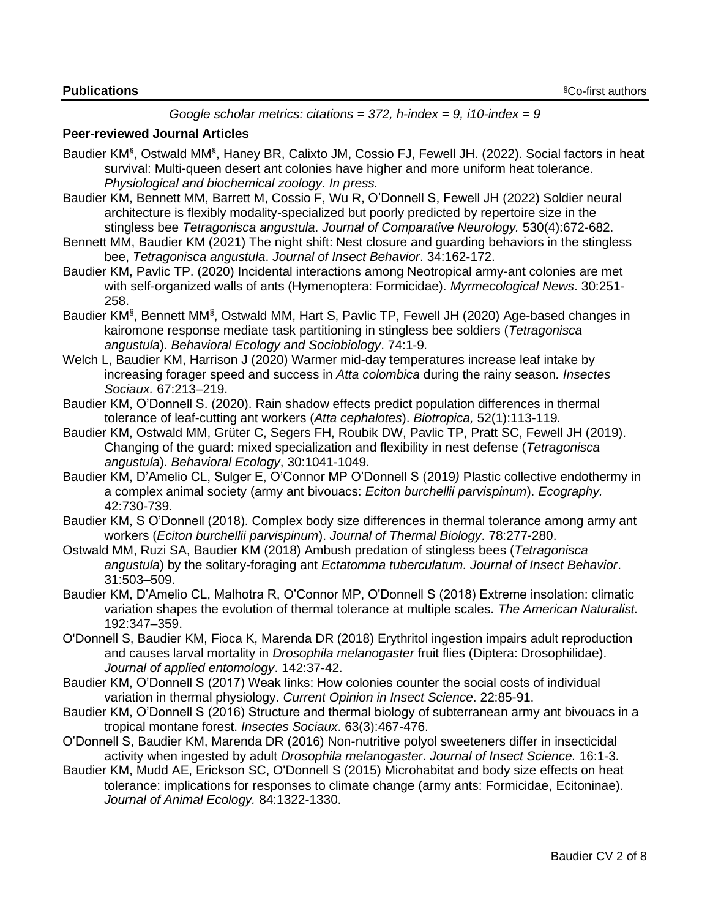## Publications

§Co-first authors

*Google scholar metrics: citations = 372, h-index = 9, i10-index = 9*

### Peer-reviewed Journal Articles

Baudier KM§, Ostwald MM§, Haney BR, Calixto JM, Cossio FJ, Fewell JH. (2022). Social factors in heat survival: Multi-queen desert ant colonies have higher and more uniform heat tolerance. *Physiological and biochemical zoology*. *In press.*

Baudier KM, Bennett MM, Barrett M, Cossio F, Wu R, O'Donnell S, Fewell JH (2022) Soldier neural architecture is flexibly modality-specialized but poorly predicted by repertoire size in the stingless bee *Tetragonisca angustula*. *Journal of Comparative Neurology.* 530(4):672-682.

Bennett MM, Baudier KM (2021) The night shift: Nest closure and guarding behaviors in the stingless bee, *Tetragonisca angustula*. *Journal of Insect Behavior*. 34:162-172.

Baudier KM, Pavlic TP. (2020) Incidental interactions among Neotropical army-ant colonies are met with self-organized walls of ants (Hymenoptera: Formicidae). *Myrmecological News*. 30:251-258.

Baudier KM§, Bennett MM§, Ostwald MM, Hart S, Pavlic TP, Fewell JH (2020) Age-based changes in kairomone response mediate task partitioning in stingless bee soldiers (*Tetragonisca angustula*). *Behavioral Ecology and Sociobiology*. 74:1-9.

Welch L, Baudier KM, Harrison J (2020) Warmer mid-day temperatures increase leaf intake by increasing forager speed and success in *Atta colombica* during the rainy season. *Insectes Sociaux.* 67:213–219.

Baudier KM, O'Donnell S. (2020). Rain shadow effects predict population differences in thermal tolerance of leaf-cutting ant workers (*Atta cephalotes*). *Biotropica,* 52(1):113-119.

Baudier KM, Ostwald MM, Grüter C, Segers FH, Roubik DW, Pavlic TP, Pratt SC, Fewell JH (2019). Changing of the guard: mixed specialization and flexibility in nest defense (*Tetragonisca angustula*). *Behavioral Ecology*, 30:1041-1049.

Baudier KM, D'Amelio CL, Sulger E, O'Connor MP O'Donnell S (2019) Plastic collective endothermy in a complex animal society (army ant bivouacs: *Eciton burchellii parvispinum*). *Ecography.* 42:730-739.

Baudier KM, S O'Donnell (2018). Complex body size differences in thermal tolerance among army ant workers (*Eciton burchellii parvispinum*). *Journal of Thermal Biology*. 78:277-280.

Ostwald MM, Ruzi SA, Baudier KM (2018) Ambush predation of stingless bees (*Tetragonisca angustula*) by the solitary-foraging ant *Ectatomma tuberculatum. Journal of Insect Behavior*. 31:503–509.

Baudier KM, D'Amelio CL, Malhotra R, O'Connor MP, O'Donnell S (2018) Extreme insolation: climatic variation shapes the evolution of thermal tolerance at multiple scales. *The American Naturalist.* 192:347–359.

O'Donnell S, Baudier KM, Fioca K, Marenda DR (2018) Erythritol ingestion impairs adult reproduction and causes larval mortality in *Drosophila melanogaster* fruit flies (Diptera: Drosophilidae). *Journal of applied entomology*. 142:37-42.

Baudier KM, O'Donnell S (2017) Weak links: How colonies counter the social costs of individual variation in thermal physiology. *Current Opinion in Insect Science*. 22:85-91.

Baudier KM, O'Donnell S (2016) Structure and thermal biology of subterranean army ant bivouacs in a tropical montane forest. *Insectes Sociaux*. 63(3):467-476.

O'Donnell S, Baudier KM, Marenda DR (2016) Non-nutritive polyol sweeteners differ in insecticidal activity when ingested by adult *Drosophila melanogaster*. *Journal of Insect Science.* 16:1-3.

Baudier KM, Mudd AE, Erickson SC, O'Donnell S (2015) Microhabitat and body size effects on heat tolerance: implications for responses to climate change (army ants: Formicidae, Ecitoninae). *Journal of Animal Ecology.* 84:1322-1330.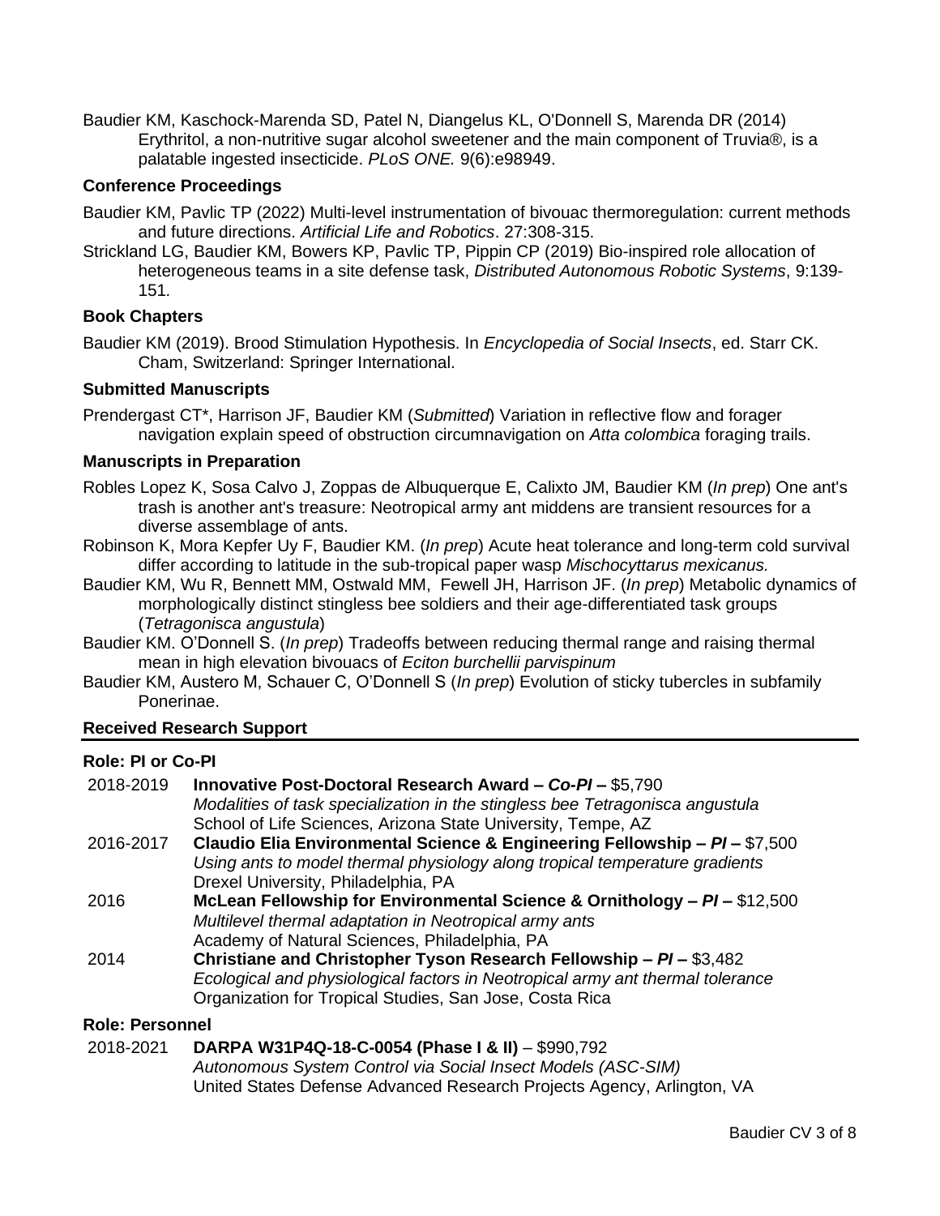Baudier KM, Kaschock-Marenda SD, Patel N, Diangelus KL, O'Donnell S, Marenda DR (2014) Erythritol, a non-nutritive sugar alcohol sweetener and the main component of Truvia®, is a palatable ingested insecticide. *PLoS ONE.* 9(6):e98949.

### Conference Proceedings

Baudier KM, Pavlic TP (2022) Multi-level instrumentation of bivouac thermoregulation: current methods and future directions. *Artificial Life and Robotics*. 27:308-315.

Strickland LG, Baudier KM, Bowers KP, Pavlic TP, Pippin CP (2019) Bio-inspired role allocation of heterogeneous teams in a site defense task, *Distributed Autonomous Robotic Systems*, 9:139-151.

### Book Chapters

Baudier KM (2019). Brood Stimulation Hypothesis. In *Encyclopedia of Social Insects*, ed. Starr CK. Cham, Switzerland: Springer International.

### Submitted Manuscripts

Prendergast CT*, Harrison JF, Baudier KM (*Submitted*) Variation in reflective flow and forager navigation explain speed of obstruction circumnavigation on *Atta colombica* foraging trails.

### Manuscripts in Preparation

Robles Lopez K, Sosa Calvo J, Zoppas de Albuquerque E, Calixto JM, Baudier KM (*In prep*) One ant's trash is another ant's treasure: Neotropical army ant middens are transient resources for a diverse assemblage of ants.

Robinson K, Mora Kepfer Uy F, Baudier KM. (*In prep*) Acute heat tolerance and long-term cold survival differ according to latitude in the sub-tropical paper wasp *Mischocyttarus mexicanus.*

Baudier KM, Wu R, Bennett MM, Ostwald MM, Fewell JH, Harrison JF. (*In prep*) Metabolic dynamics of morphologically distinct stingless bee soldiers and their age-differentiated task groups (*Tetragonisca angustula*)

Baudier KM. O'Donnell S. (*In prep*) Tradeoffs between reducing thermal range and raising thermal mean in high elevation bivouacs of *Eciton burchellii parvispinum*

Baudier KM, Austero M, Schauer C, O'Donnell S (*In prep*) Evolution of sticky tubercles in subfamily Ponerinae.

## Received Research Support

### Role: PI or Co-PI

2018-2019 **Innovative Post-Doctoral Research Award – *Co-PI* –** $5,790
*Modalities of task specialization in the stingless bee Tetragonisca angustula*
School of Life Sciences, Arizona State University, Tempe, AZ

2016-2017 **Claudio Elia Environmental Science & Engineering Fellowship – *PI* –** $7,500
*Using ants to model thermal physiology along tropical temperature gradients*
Drexel University, Philadelphia, PA

2016 **McLean Fellowship for Environmental Science & Ornithology – *PI* –** $12,500
*Multilevel thermal adaptation in Neotropical army ants*
Academy of Natural Sciences, Philadelphia, PA

2014 **Christiane and Christopher Tyson Research Fellowship – *PI* –** $3,482
*Ecological and physiological factors in Neotropical army ant thermal tolerance*
Organization for Tropical Studies, San Jose, Costa Rica

### Role: Personnel

2018-2021 **DARPA W31P4Q-18-C-0054 (Phase I & II)** – $990,792
*Autonomous System Control via Social Insect Models (ASC-SIM)*
United States Defense Advanced Research Projects Agency, Arlington, VA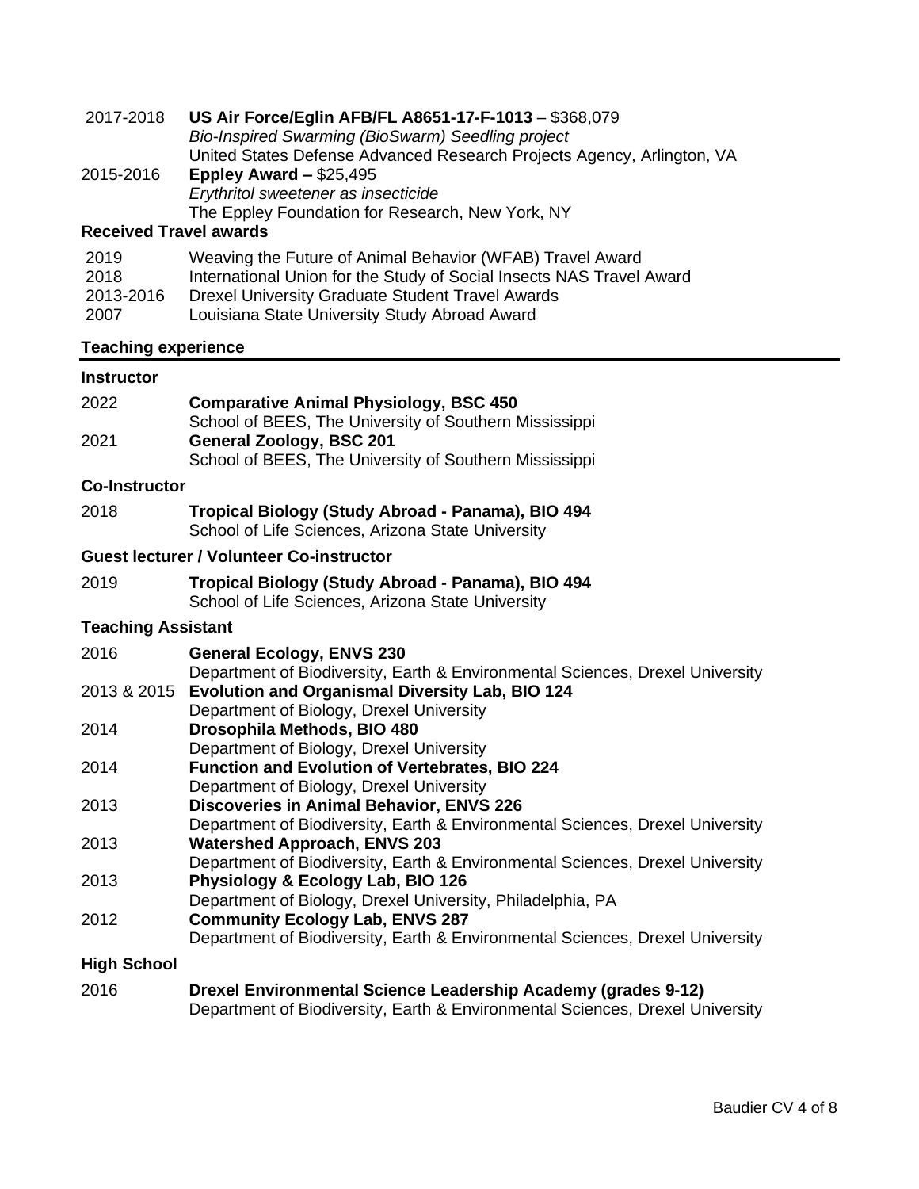2017-2018 **US Air Force/Eglin AFB/FL A8651-17-F-1013** – $368,079
*Bio-Inspired Swarming (BioSwarm) Seedling project*
United States Defense Advanced Research Projects Agency, Arlington, VA

2015-2016 **Eppley Award –** $25,495
*Erythritol sweetener as insecticide*
The Eppley Foundation for Research, New York, NY

### Received Travel awards

2019 Weaving the Future of Animal Behavior (WFAB) Travel Award
2018 International Union for the Study of Social Insects NAS Travel Award
2013-2016 Drexel University Graduate Student Travel Awards
2007 Louisiana State University Study Abroad Award

## Teaching experience

### Instructor

2022 **Comparative Animal Physiology, BSC 450**
School of BEES, The University of Southern Mississippi

2021 **General Zoology, BSC 201**
School of BEES, The University of Southern Mississippi

### Co-Instructor

2018 **Tropical Biology (Study Abroad - Panama), BIO 494**
School of Life Sciences, Arizona State University

### Guest lecturer / Volunteer Co-instructor

2019 **Tropical Biology (Study Abroad - Panama), BIO 494**
School of Life Sciences, Arizona State University

### Teaching Assistant

2016 **General Ecology, ENVS 230**
Department of Biodiversity, Earth & Environmental Sciences, Drexel University

2013 & 2015 **Evolution and Organismal Diversity Lab, BIO 124**
Department of Biology, Drexel University

2014 **Drosophila Methods, BIO 480**
Department of Biology, Drexel University

2014 **Function and Evolution of Vertebrates, BIO 224**
Department of Biology, Drexel University

2013 **Discoveries in Animal Behavior, ENVS 226**
Department of Biodiversity, Earth & Environmental Sciences, Drexel University

2013 **Watershed Approach, ENVS 203**
Department of Biodiversity, Earth & Environmental Sciences, Drexel University

2013 **Physiology & Ecology Lab, BIO 126**
Department of Biology, Drexel University, Philadelphia, PA

2012 **Community Ecology Lab, ENVS 287**
Department of Biodiversity, Earth & Environmental Sciences, Drexel University

### High School

2016 **Drexel Environmental Science Leadership Academy (grades 9-12)**
Department of Biodiversity, Earth & Environmental Sciences, Drexel University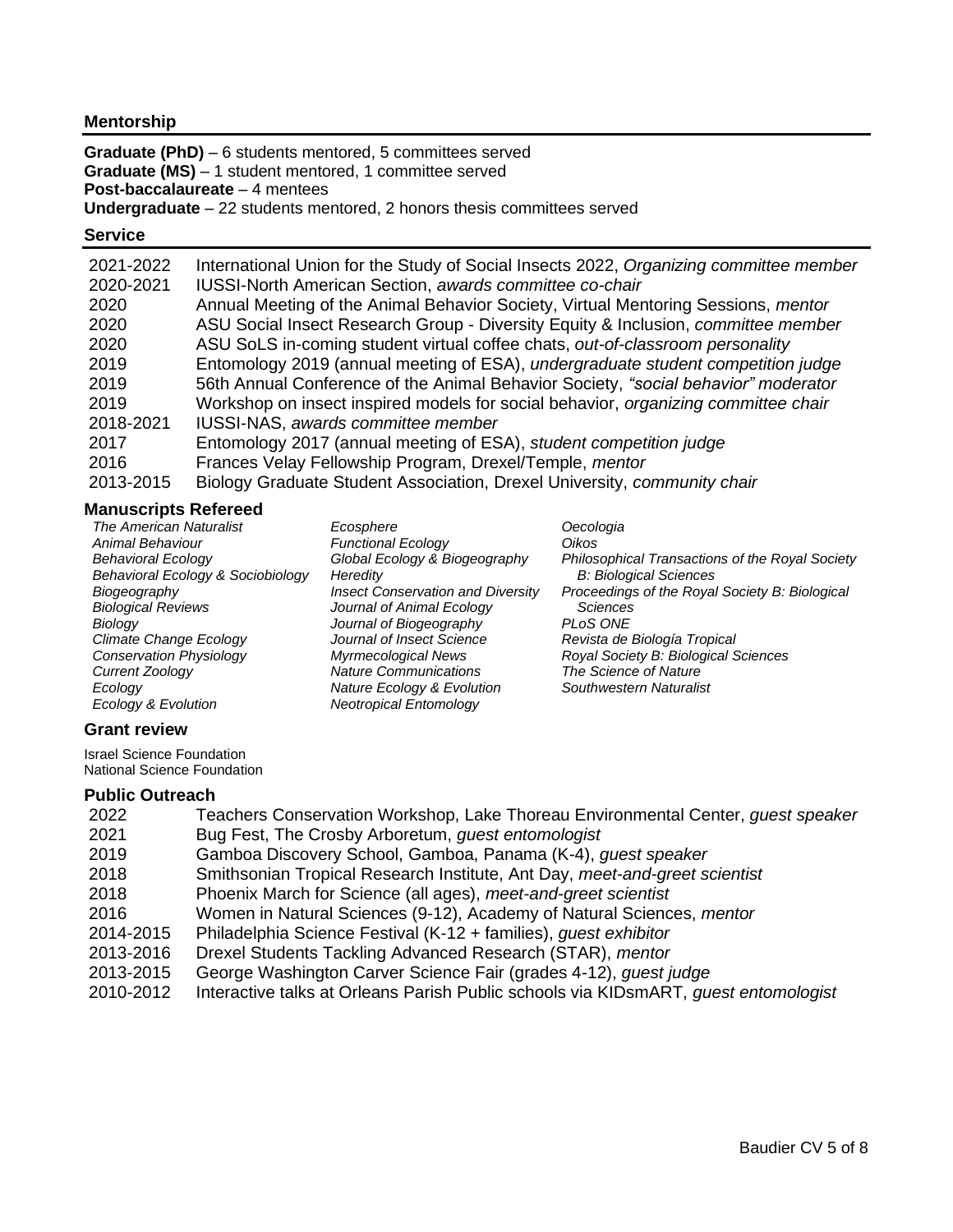## Mentorship

**Graduate (PhD)** – 6 students mentored, 5 committees served
**Graduate (MS)** – 1 student mentored, 1 committee served
**Post-baccalaureate** – 4 mentees
**Undergraduate** – 22 students mentored, 2 honors thesis committees served

## Service

| | |
|---|---|
| 2021-2022 | International Union for the Study of Social Insects 2022, *Organizing committee member* |
| 2020-2021 | IUSSI-North American Section, *awards committee co-chair* |
| 2020 | Annual Meeting of the Animal Behavior Society, Virtual Mentoring Sessions, *mentor* |
| 2020 | ASU Social Insect Research Group - Diversity Equity & Inclusion, *committee member* |
| 2020 | ASU SoLS in-coming student virtual coffee chats, *out-of-classroom personality* |
| 2019 | Entomology 2019 (annual meeting of ESA), *undergraduate student competition judge* |
| 2019 | 56th Annual Conference of the Animal Behavior Society, *"social behavior" moderator* |
| 2019 | Workshop on insect inspired models for social behavior, *organizing committee chair* |
| 2018-2021 | IUSSI-NAS, *awards committee member* |
| 2017 | Entomology 2017 (annual meeting of ESA), *student competition judge* |
| 2016 | Frances Velay Fellowship Program, Drexel/Temple, *mentor* |
| 2013-2015 | Biology Graduate Student Association, Drexel University, *community chair* |

## Manuscripts Refereed

*The American Naturalist*
*Animal Behaviour*
*Behavioral Ecology*
*Behavioral Ecology & Sociobiology*
*Biogeography*
*Biological Reviews*
*Biology*
*Climate Change Ecology*
*Conservation Physiology*
*Current Zoology*
*Ecology*
*Ecology & Evolution*
*Ecosphere*
*Functional Ecology*
*Global Ecology & Biogeography*
*Heredity*
*Insect Conservation and Diversity*
*Journal of Animal Ecology*
*Journal of Biogeography*
*Journal of Insect Science*
*Myrmecological News*
*Nature Communications*
*Nature Ecology & Evolution*
*Neotropical Entomology*
*Oecologia*
*Oikos*
*Philosophical Transactions of the Royal Society B: Biological Sciences*
*Proceedings of the Royal Society B: Biological Sciences*
*PLoS ONE*
*Revista de Biología Tropical*
*Royal Society B: Biological Sciences*
*The Science of Nature*
*Southwestern Naturalist*

## Grant review

Israel Science Foundation
National Science Foundation

## Public Outreach

| | |
|---|---|
| 2022 | Teachers Conservation Workshop, Lake Thoreau Environmental Center, *guest speaker* |
| 2021 | Bug Fest, The Crosby Arboretum, *guest entomologist* |
| 2019 | Gamboa Discovery School, Gamboa, Panama (K-4), *guest speaker* |
| 2018 | Smithsonian Tropical Research Institute, Ant Day, *meet-and-greet scientist* |
| 2018 | Phoenix March for Science (all ages), *meet-and-greet scientist* |
| 2016 | Women in Natural Sciences (9-12), Academy of Natural Sciences, *mentor* |
| 2014-2015 | Philadelphia Science Festival (K-12 + families), *guest exhibitor* |
| 2013-2016 | Drexel Students Tackling Advanced Research (STAR), *mentor* |
| 2013-2015 | George Washington Carver Science Fair (grades 4-12), *guest judge* |
| 2010-2012 | Interactive talks at Orleans Parish Public schools via KIDsmART, *guest entomologist* |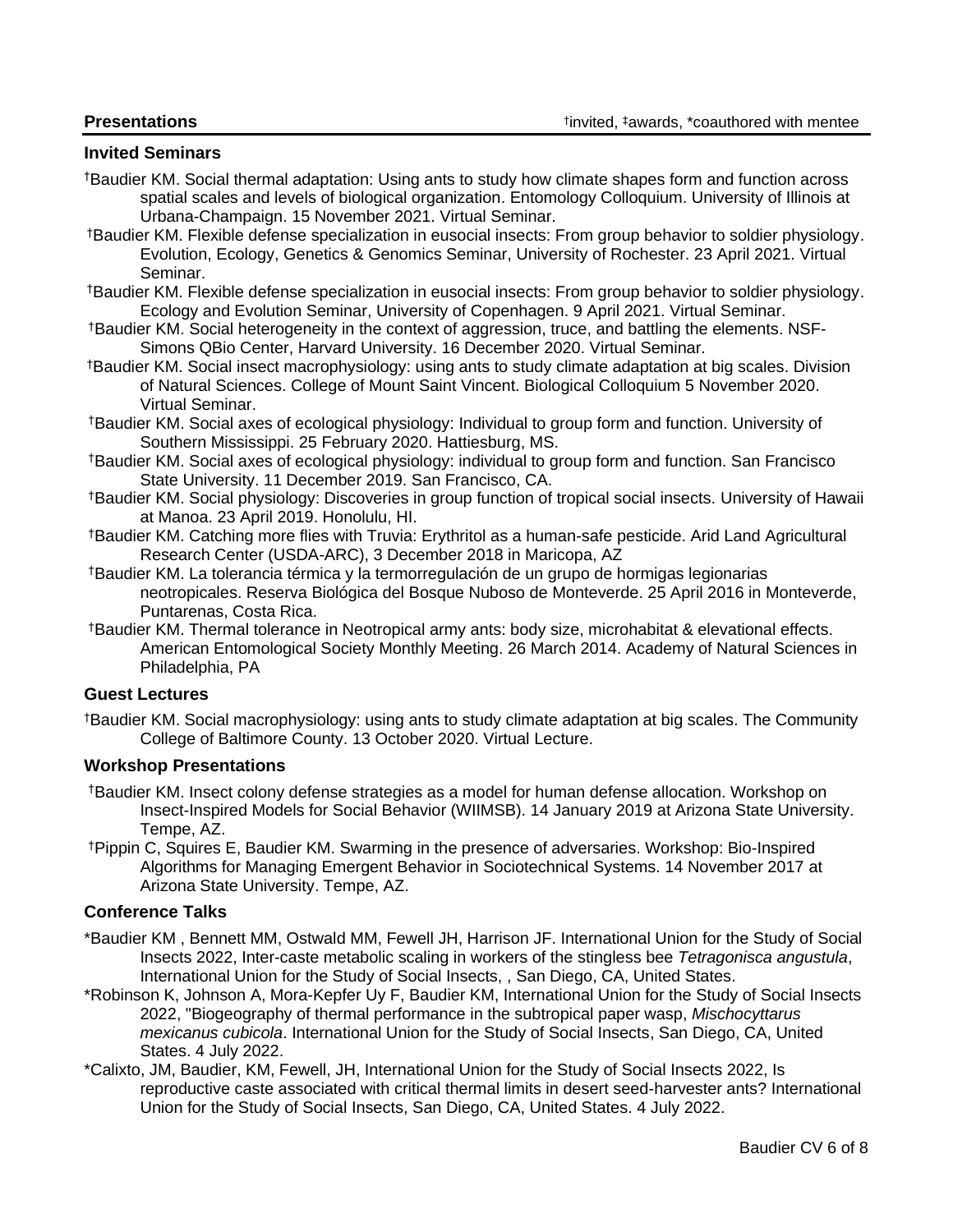## Presentations

†invited, ‡awards, *coauthored with mentee

### Invited Seminars

†Baudier KM. Social thermal adaptation: Using ants to study how climate shapes form and function across spatial scales and levels of biological organization. Entomology Colloquium. University of Illinois at Urbana-Champaign. 15 November 2021. Virtual Seminar.

†Baudier KM. Flexible defense specialization in eusocial insects: From group behavior to soldier physiology. Evolution, Ecology, Genetics & Genomics Seminar, University of Rochester. 23 April 2021. Virtual Seminar.

†Baudier KM. Flexible defense specialization in eusocial insects: From group behavior to soldier physiology. Ecology and Evolution Seminar, University of Copenhagen. 9 April 2021. Virtual Seminar.

†Baudier KM. Social heterogeneity in the context of aggression, truce, and battling the elements. NSF-Simons QBio Center, Harvard University. 16 December 2020. Virtual Seminar.

†Baudier KM. Social insect macrophysiology: using ants to study climate adaptation at big scales. Division of Natural Sciences. College of Mount Saint Vincent. Biological Colloquium 5 November 2020. Virtual Seminar.

†Baudier KM. Social axes of ecological physiology: Individual to group form and function. University of Southern Mississippi. 25 February 2020. Hattiesburg, MS.

†Baudier KM. Social axes of ecological physiology: individual to group form and function. San Francisco State University. 11 December 2019. San Francisco, CA.

†Baudier KM. Social physiology: Discoveries in group function of tropical social insects. University of Hawaii at Manoa. 23 April 2019. Honolulu, HI.

†Baudier KM. Catching more flies with Truvia: Erythritol as a human-safe pesticide. Arid Land Agricultural Research Center (USDA-ARC), 3 December 2018 in Maricopa, AZ

†Baudier KM. La tolerancia térmica y la termorregulación de un grupo de hormigas legionarias neotropicales. Reserva Biológica del Bosque Nuboso de Monteverde. 25 April 2016 in Monteverde, Puntarenas, Costa Rica.

†Baudier KM. Thermal tolerance in Neotropical army ants: body size, microhabitat & elevational effects. American Entomological Society Monthly Meeting. 26 March 2014. Academy of Natural Sciences in Philadelphia, PA

### Guest Lectures

†Baudier KM. Social macrophysiology: using ants to study climate adaptation at big scales. The Community College of Baltimore County. 13 October 2020. Virtual Lecture.

### Workshop Presentations

†Baudier KM. Insect colony defense strategies as a model for human defense allocation. Workshop on Insect-Inspired Models for Social Behavior (WIIMSB). 14 January 2019 at Arizona State University. Tempe, AZ.

†Pippin C, Squires E, Baudier KM. Swarming in the presence of adversaries. Workshop: Bio-Inspired Algorithms for Managing Emergent Behavior in Sociotechnical Systems. 14 November 2017 at Arizona State University. Tempe, AZ.

### Conference Talks

*Baudier KM , Bennett MM, Ostwald MM, Fewell JH, Harrison JF. International Union for the Study of Social Insects 2022, Inter-caste metabolic scaling in workers of the stingless bee *Tetragonisca angustula*, International Union for the Study of Social Insects, , San Diego, CA, United States.

*Robinson K, Johnson A, Mora-Kepfer Uy F, Baudier KM, International Union for the Study of Social Insects 2022, "Biogeography of thermal performance in the subtropical paper wasp, *Mischocyttarus mexicanus cubicola*. International Union for the Study of Social Insects, San Diego, CA, United States. 4 July 2022.

*Calixto, JM, Baudier, KM, Fewell, JH, International Union for the Study of Social Insects 2022, Is reproductive caste associated with critical thermal limits in desert seed-harvester ants? International Union for the Study of Social Insects, San Diego, CA, United States. 4 July 2022.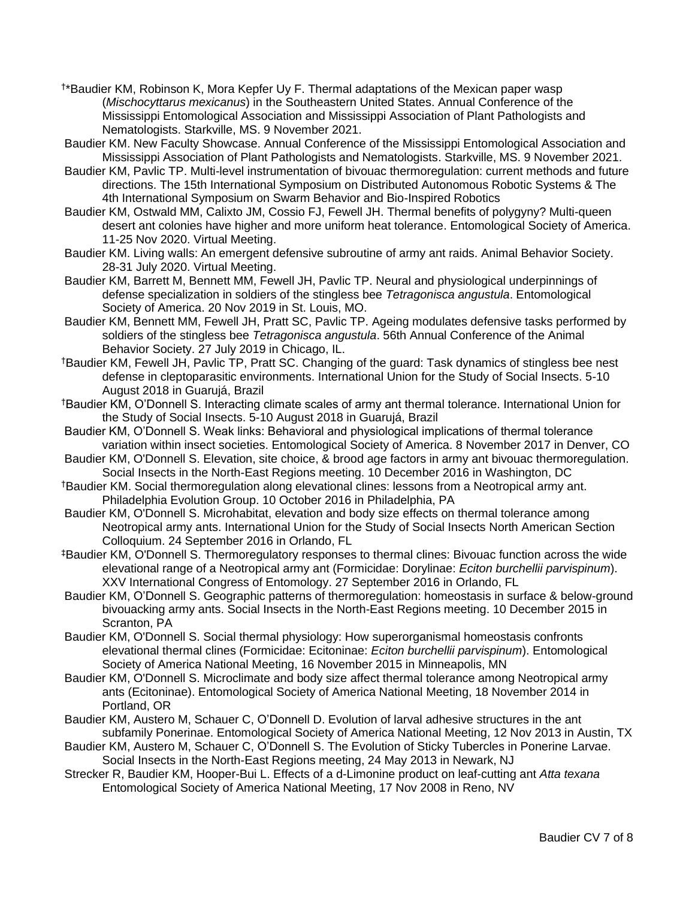†*Baudier KM, Robinson K, Mora Kepfer Uy F. Thermal adaptations of the Mexican paper wasp (*Mischocyttarus mexicanus*) in the Southeastern United States. Annual Conference of the Mississippi Entomological Association and Mississippi Association of Plant Pathologists and Nematologists. Starkville, MS. 9 November 2021.

Baudier KM. New Faculty Showcase. Annual Conference of the Mississippi Entomological Association and Mississippi Association of Plant Pathologists and Nematologists. Starkville, MS. 9 November 2021.

Baudier KM, Pavlic TP. Multi-level instrumentation of bivouac thermoregulation: current methods and future directions. The 15th International Symposium on Distributed Autonomous Robotic Systems & The 4th International Symposium on Swarm Behavior and Bio-Inspired Robotics

Baudier KM, Ostwald MM, Calixto JM, Cossio FJ, Fewell JH. Thermal benefits of polygyny? Multi-queen desert ant colonies have higher and more uniform heat tolerance. Entomological Society of America. 11-25 Nov 2020. Virtual Meeting.

Baudier KM. Living walls: An emergent defensive subroutine of army ant raids. Animal Behavior Society. 28-31 July 2020. Virtual Meeting.

Baudier KM, Barrett M, Bennett MM, Fewell JH, Pavlic TP. Neural and physiological underpinnings of defense specialization in soldiers of the stingless bee *Tetragonisca angustula*. Entomological Society of America. 20 Nov 2019 in St. Louis, MO.

Baudier KM, Bennett MM, Fewell JH, Pratt SC, Pavlic TP. Ageing modulates defensive tasks performed by soldiers of the stingless bee *Tetragonisca angustula*. 56th Annual Conference of the Animal Behavior Society. 27 July 2019 in Chicago, IL.

†Baudier KM, Fewell JH, Pavlic TP, Pratt SC. Changing of the guard: Task dynamics of stingless bee nest defense in cleptoparasitic environments. International Union for the Study of Social Insects. 5-10 August 2018 in Guarujá, Brazil

†Baudier KM, O'Donnell S. Interacting climate scales of army ant thermal tolerance. International Union for the Study of Social Insects. 5-10 August 2018 in Guarujá, Brazil

Baudier KM, O'Donnell S. Weak links: Behavioral and physiological implications of thermal tolerance variation within insect societies. Entomological Society of America. 8 November 2017 in Denver, CO

Baudier KM, O'Donnell S. Elevation, site choice, & brood age factors in army ant bivouac thermoregulation. Social Insects in the North-East Regions meeting. 10 December 2016 in Washington, DC

†Baudier KM. Social thermoregulation along elevational clines: lessons from a Neotropical army ant. Philadelphia Evolution Group. 10 October 2016 in Philadelphia, PA

Baudier KM, O'Donnell S. Microhabitat, elevation and body size effects on thermal tolerance among Neotropical army ants. International Union for the Study of Social Insects North American Section Colloquium. 24 September 2016 in Orlando, FL

‡Baudier KM, O'Donnell S. Thermoregulatory responses to thermal clines: Bivouac function across the wide elevational range of a Neotropical army ant (Formicidae: Dorylinae: *Eciton burchellii parvispinum*). XXV International Congress of Entomology. 27 September 2016 in Orlando, FL

Baudier KM, O'Donnell S. Geographic patterns of thermoregulation: homeostasis in surface & below-ground bivouacking army ants. Social Insects in the North-East Regions meeting. 10 December 2015 in Scranton, PA

Baudier KM, O'Donnell S. Social thermal physiology: How superorganismal homeostasis confronts elevational thermal clines (Formicidae: Ecitoninae: *Eciton burchellii parvispinum*). Entomological Society of America National Meeting, 16 November 2015 in Minneapolis, MN

Baudier KM, O'Donnell S. Microclimate and body size affect thermal tolerance among Neotropical army ants (Ecitoninae). Entomological Society of America National Meeting, 18 November 2014 in Portland, OR

Baudier KM, Austero M, Schauer C, O'Donnell D. Evolution of larval adhesive structures in the ant subfamily Ponerinae. Entomological Society of America National Meeting, 12 Nov 2013 in Austin, TX

Baudier KM, Austero M, Schauer C, O'Donnell S. The Evolution of Sticky Tubercles in Ponerine Larvae. Social Insects in the North-East Regions meeting, 24 May 2013 in Newark, NJ

Strecker R, Baudier KM, Hooper-Bui L. Effects of a d-Limonine product on leaf-cutting ant *Atta texana* Entomological Society of America National Meeting, 17 Nov 2008 in Reno, NV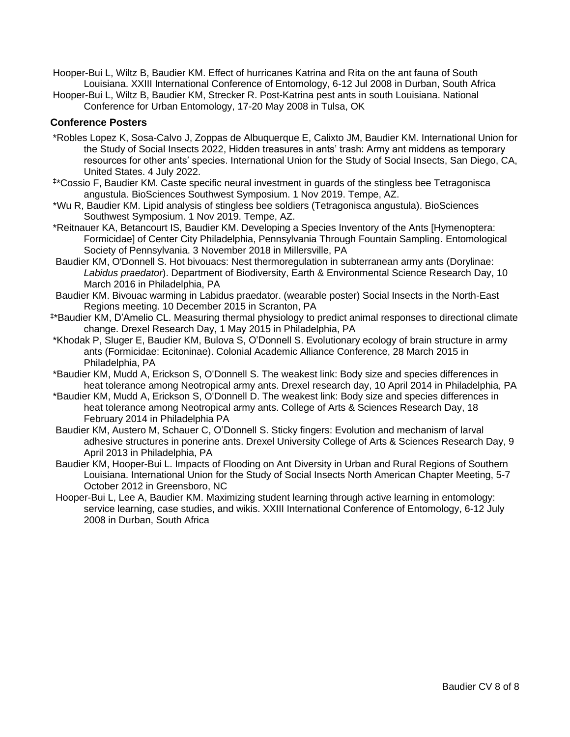Hooper-Bui L, Wiltz B, Baudier KM. Effect of hurricanes Katrina and Rita on the ant fauna of South Louisiana. XXIII International Conference of Entomology, 6-12 Jul 2008 in Durban, South Africa

Hooper-Bui L, Wiltz B, Baudier KM, Strecker R. Post-Katrina pest ants in south Louisiana. National Conference for Urban Entomology, 17-20 May 2008 in Tulsa, OK

### Conference Posters

*Robles Lopez K, Sosa-Calvo J, Zoppas de Albuquerque E, Calixto JM, Baudier KM. International Union for the Study of Social Insects 2022, Hidden treasures in ants' trash: Army ant middens as temporary resources for other ants' species. International Union for the Study of Social Insects, San Diego, CA, United States. 4 July 2022.

‡*Cossio F, Baudier KM. Caste specific neural investment in guards of the stingless bee Tetragonisca angustula. BioSciences Southwest Symposium. 1 Nov 2019. Tempe, AZ.

*Wu R, Baudier KM. Lipid analysis of stingless bee soldiers (Tetragonisca angustula). BioSciences Southwest Symposium. 1 Nov 2019. Tempe, AZ.

*Reitnauer KA, Betancourt IS, Baudier KM. Developing a Species Inventory of the Ants [Hymenoptera: Formicidae] of Center City Philadelphia, Pennsylvania Through Fountain Sampling. Entomological Society of Pennsylvania. 3 November 2018 in Millersville, PA

Baudier KM, O'Donnell S. Hot bivouacs: Nest thermoregulation in subterranean army ants (Dorylinae: *Labidus praedator*). Department of Biodiversity, Earth & Environmental Science Research Day, 10 March 2016 in Philadelphia, PA

Baudier KM. Bivouac warming in Labidus praedator. (wearable poster) Social Insects in the North-East Regions meeting. 10 December 2015 in Scranton, PA

‡*Baudier KM, D'Amelio CL. Measuring thermal physiology to predict animal responses to directional climate change. Drexel Research Day, 1 May 2015 in Philadelphia, PA

*Khodak P, Sluger E, Baudier KM, Bulova S, O'Donnell S. Evolutionary ecology of brain structure in army ants (Formicidae: Ecitoninae). Colonial Academic Alliance Conference, 28 March 2015 in Philadelphia, PA

*Baudier KM, Mudd A, Erickson S, O'Donnell S. The weakest link: Body size and species differences in heat tolerance among Neotropical army ants. Drexel research day, 10 April 2014 in Philadelphia, PA

*Baudier KM, Mudd A, Erickson S, O'Donnell D. The weakest link: Body size and species differences in heat tolerance among Neotropical army ants. College of Arts & Sciences Research Day, 18 February 2014 in Philadelphia PA

Baudier KM, Austero M, Schauer C, O'Donnell S. Sticky fingers: Evolution and mechanism of larval adhesive structures in ponerine ants. Drexel University College of Arts & Sciences Research Day, 9 April 2013 in Philadelphia, PA

Baudier KM, Hooper-Bui L. Impacts of Flooding on Ant Diversity in Urban and Rural Regions of Southern Louisiana. International Union for the Study of Social Insects North American Chapter Meeting, 5-7 October 2012 in Greensboro, NC

Hooper-Bui L, Lee A, Baudier KM. Maximizing student learning through active learning in entomology: service learning, case studies, and wikis. XXIII International Conference of Entomology, 6-12 July 2008 in Durban, South Africa